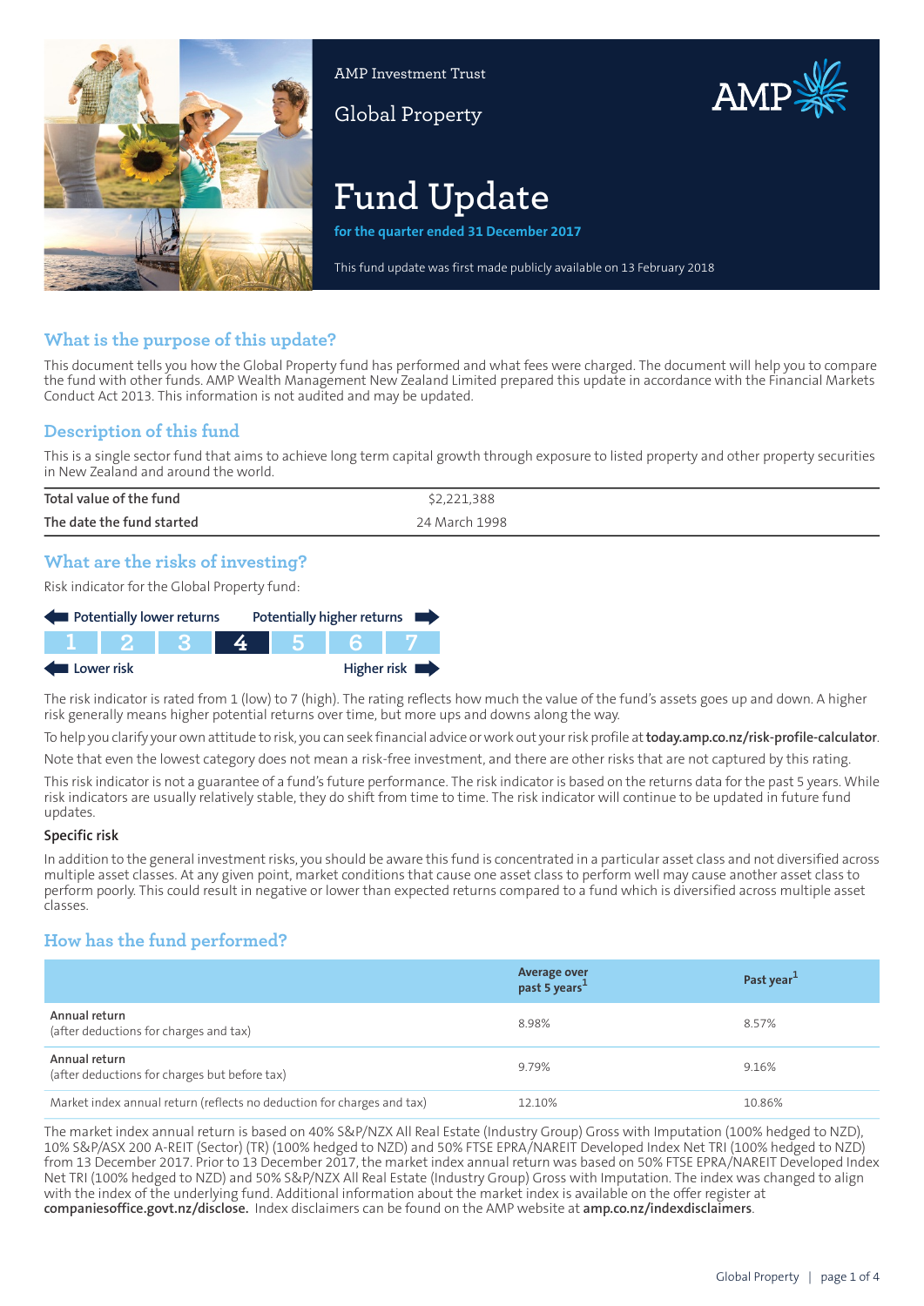AMP Investment Trust

Global Property

# Fund Update

**for the quarter ended 31 December 2017**

This fund update was first made publicly available on 13 February 2018

## What is the purpose of this update?

This document tells you how the Global Property fund has performed and what fees were charged. The document will help you to compare the fund with other funds. AMP Wealth Management New Zealand Limited prepared this update in accordance with the Financial Markets Conduct Act 2013. This information is not audited and may be updated.

## Description of this fund

This is a single sector fund that aims to achieve long term capital growth through exposure to listed property and other property securities in New Zealand and around the world.

| | |
|---|---|
| **Total value of the fund** | $2,221,388 |
| **The date the fund started** | 24 March 1998 |

## What are the risks of investing?

Risk indicator for the Global Property fund:

Potentially lower returns ← → Potentially higher returns

| 1 | 2 | 3 | **4** | 5 | 6 | 7 |
|---|---|---|---|---|---|---|

Lower risk ← → Higher risk

The risk indicator is rated from 1 (low) to 7 (high). The rating reflects how much the value of the fund's assets goes up and down. A higher risk generally means higher potential returns over time, but more ups and downs along the way.

To help you clarify your own attitude to risk, you can seek financial advice or work out your risk profile at **today.amp.co.nz/risk-profile-calculator**.

Note that even the lowest category does not mean a risk-free investment, and there are other risks that are not captured by this rating.

This risk indicator is not a guarantee of a fund's future performance. The risk indicator is based on the returns data for the past 5 years. While risk indicators are usually relatively stable, they do shift from time to time. The risk indicator will continue to be updated in future fund updates.

### Specific risk

In addition to the general investment risks, you should be aware this fund is concentrated in a particular asset class and not diversified across multiple asset classes. At any given point, market conditions that cause one asset class to perform well may cause another asset class to perform poorly. This could result in negative or lower than expected returns compared to a fund which is diversified across multiple asset classes.

## How has the fund performed?

| | Average over past 5 years[1] | Past year[1] |
|---|---|---|
| **Annual return** (after deductions for charges and tax) | 8.98% | 8.57% |
| **Annual return** (after deductions for charges but before tax) | 9.79% | 9.16% |
| Market index annual return (reflects no deduction for charges and tax) | 12.10% | 10.86% |

The market index annual return is based on 40% S&P/NZX All Real Estate (Industry Group) Gross with Imputation (100% hedged to NZD), 10% S&P/ASX 200 A-REIT (Sector) (TR) (100% hedged to NZD) and 50% FTSE EPRA/NAREIT Developed Index Net TRI (100% hedged to NZD) from 13 December 2017. Prior to 13 December 2017, the market index annual return was based on 50% FTSE EPRA/NAREIT Developed Index Net TRI (100% hedged to NZD) and 50% S&P/NZX All Real Estate (Industry Group) Gross with Imputation. The index was changed to align with the index of the underlying fund. Additional information about the market index is available on the offer register at **companiesoffice.govt.nz/disclose.** Index disclaimers can be found on the AMP website at **amp.co.nz/indexdisclaimers**.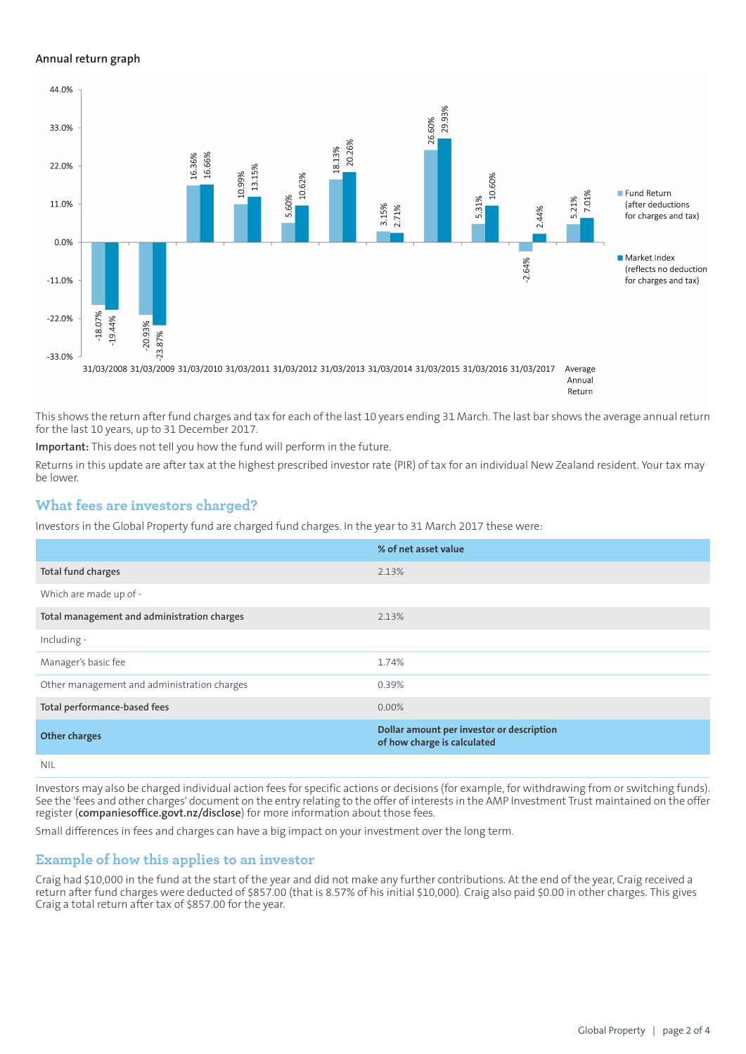### Annual return graph

| Year | Fund Return (after deductions for charges and tax) | Market Index (reflects no deduction for charges and tax) |
|---|---|---|
| 31/03/2008 | -18.07% | -19.44% |
| 31/03/2009 | -20.93% | -23.87% |
| 31/03/2010 | 16.36% | 16.66% |
| 31/03/2011 | 10.99% | 13.15% |
| 31/03/2012 | 5.60% | 10.62% |
| 31/03/2013 | 18.13% | 20.26% |
| 31/03/2014 | 3.15% | 2.71% |
| 31/03/2015 | 26.60% | 29.93% |
| 31/03/2016 | 5.31% | 10.60% |
| 31/03/2017 | -2.64% | 2.44% |
| Average Annual Return | 5.21% | 7.01% |

This shows the return after fund charges and tax for each of the last 10 years ending 31 March. The last bar shows the average annual return for the last 10 years, up to 31 December 2017.

**Important:** This does not tell you how the fund will perform in the future.

Returns in this update are after tax at the highest prescribed investor rate (PIR) of tax for an individual New Zealand resident. Your tax may be lower.

## What fees are investors charged?

Investors in the Global Property fund are charged fund charges. In the year to 31 March 2017 these were:

| | % of net asset value |
|---|---|
| **Total fund charges** | 2.13% |
| Which are made up of - | |
| **Total management and administration charges** | 2.13% |
| Including - | |
| Manager's basic fee | 1.74% |
| Other management and administration charges | 0.39% |
| **Total performance-based fees** | 0.00% |
| **Other charges** | **Dollar amount per investor or description of how charge is calculated** |
| NIL | |

Investors may also be charged individual action fees for specific actions or decisions (for example, for withdrawing from or switching funds). See the 'fees and other charges' document on the entry relating to the offer of interests in the AMP Investment Trust maintained on the offer register (**companiesoffice.govt.nz/disclose**) for more information about those fees.

Small differences in fees and charges can have a big impact on your investment over the long term.

## Example of how this applies to an investor

Craig had $10,000 in the fund at the start of the year and did not make any further contributions. At the end of the year, Craig received a return after fund charges were deducted of $857.00 (that is 8.57% of his initial $10,000). Craig also paid $0.00 in other charges. This gives Craig a total return after tax of $857.00 for the year.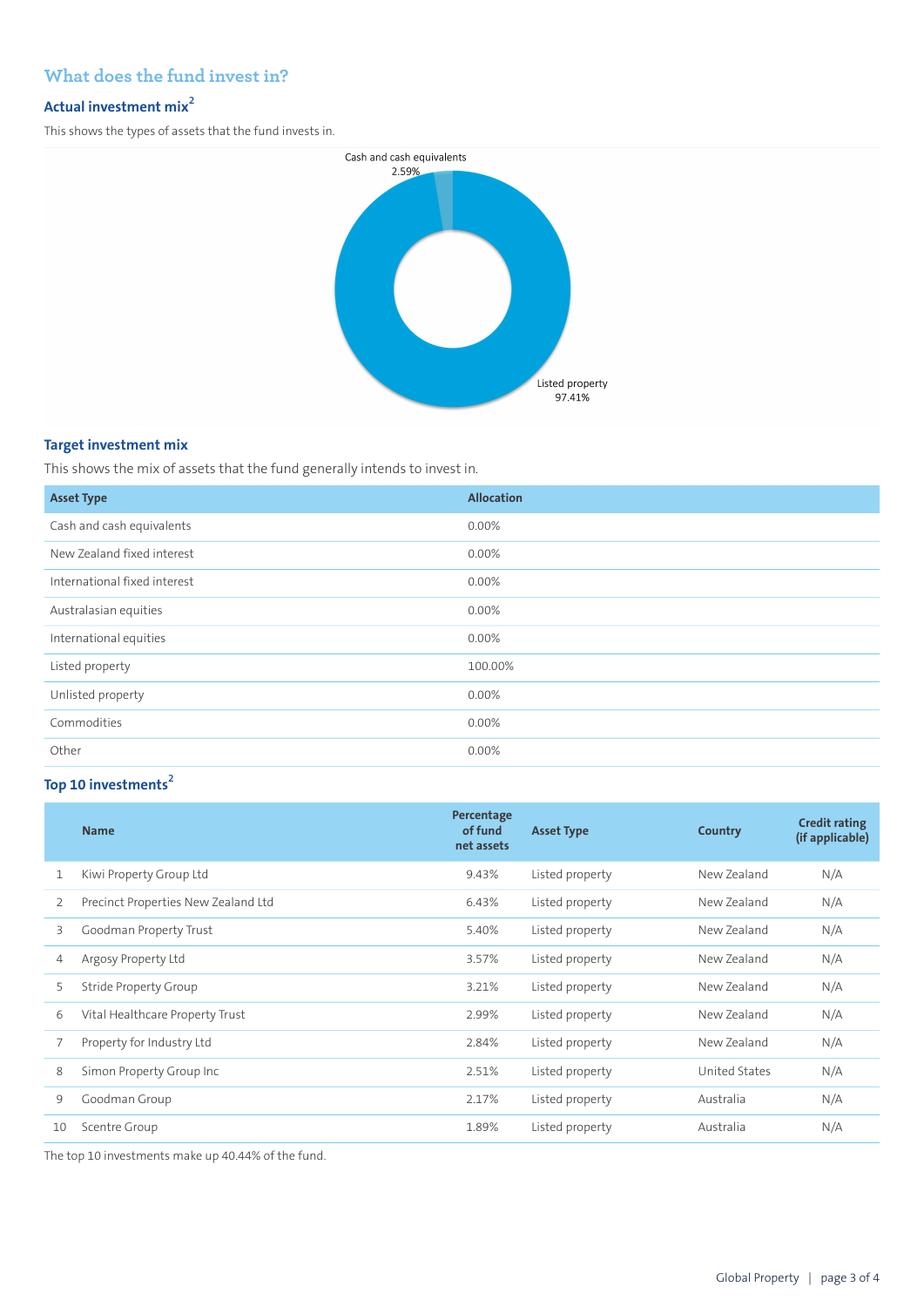## What does the fund invest in?

### Actual investment mix[2]

This shows the types of assets that the fund invests in.

Cash and cash equivalents 2.59%

Listed property 97.41%

### Target investment mix

This shows the mix of assets that the fund generally intends to invest in.

| Asset Type | Allocation |
|---|---|
| Cash and cash equivalents | 0.00% |
| New Zealand fixed interest | 0.00% |
| International fixed interest | 0.00% |
| Australasian equities | 0.00% |
| International equities | 0.00% |
| Listed property | 100.00% |
| Unlisted property | 0.00% |
| Commodities | 0.00% |
| Other | 0.00% |

### Top 10 investments[2]

| | Name | Percentage of fund net assets | Asset Type | Country | Credit rating (if applicable) |
|---|---|---|---|---|---|
| 1 | Kiwi Property Group Ltd | 9.43% | Listed property | New Zealand | N/A |
| 2 | Precinct Properties New Zealand Ltd | 6.43% | Listed property | New Zealand | N/A |
| 3 | Goodman Property Trust | 5.40% | Listed property | New Zealand | N/A |
| 4 | Argosy Property Ltd | 3.57% | Listed property | New Zealand | N/A |
| 5 | Stride Property Group | 3.21% | Listed property | New Zealand | N/A |
| 6 | Vital Healthcare Property Trust | 2.99% | Listed property | New Zealand | N/A |
| 7 | Property for Industry Ltd | 2.84% | Listed property | New Zealand | N/A |
| 8 | Simon Property Group Inc | 2.51% | Listed property | United States | N/A |
| 9 | Goodman Group | 2.17% | Listed property | Australia | N/A |
| 10 | Scentre Group | 1.89% | Listed property | Australia | N/A |

The top 10 investments make up 40.44% of the fund.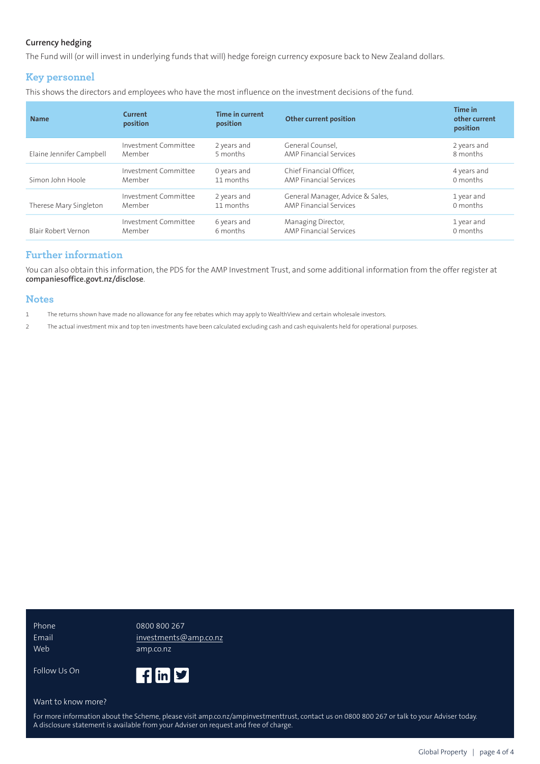### Currency hedging

The Fund will (or will invest in underlying funds that will) hedge foreign currency exposure back to New Zealand dollars.

## Key personnel

This shows the directors and employees who have the most influence on the investment decisions of the fund.

| Name | Current position | Time in current position | Other current position | Time in other current position |
|---|---|---|---|---|
| Elaine Jennifer Campbell | Investment Committee Member | 2 years and 5 months | General Counsel, AMP Financial Services | 2 years and 8 months |
| Simon John Hoole | Investment Committee Member | 0 years and 11 months | Chief Financial Officer, AMP Financial Services | 4 years and 0 months |
| Therese Mary Singleton | Investment Committee Member | 2 years and 11 months | General Manager, Advice & Sales, AMP Financial Services | 1 year and 0 months |
| Blair Robert Vernon | Investment Committee Member | 6 years and 6 months | Managing Director, AMP Financial Services | 1 year and 0 months |

## Further information

You can also obtain this information, the PDS for the AMP Investment Trust, and some additional information from the offer register at **companiesoffice.govt.nz/disclose**.

## Notes

1 The returns shown have made no allowance for any fee rebates which may apply to WealthView and certain wholesale investors.

2 The actual investment mix and top ten investments have been calculated excluding cash and cash equivalents held for operational purposes.

Phone 0800 800 267
Email investments@amp.co.nz
Web amp.co.nz

Follow Us On

Want to know more?

For more information about the Scheme, please visit amp.co.nz/ampinvestmenttrust, contact us on 0800 800 267 or talk to your Adviser today. A disclosure statement is available from your Adviser on request and free of charge.